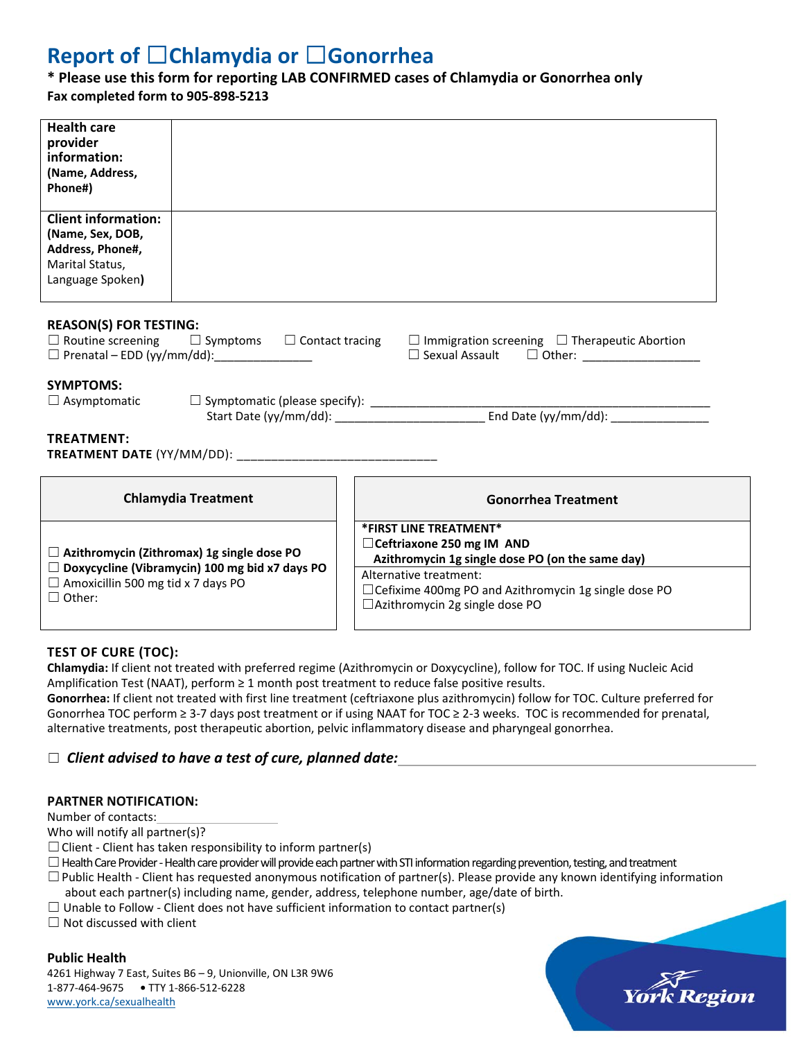# Report of ☐Chlamydia or ☐Gonorrhea

**\* Please use this form for reporting LAB CONFIRMED cases of Chlamydia or Gonorrhea only**

**Fax completed form to 905-898-5213**

| | |
|---|---|
| **Health care provider information: (Name, Address, Phone#)** | |
| **Client information: (Name, Sex, DOB, Address, Phone#,** Marital Status, Language Spoken**)** | |

**REASON(S) FOR TESTING:**

☐ Routine screening ☐ Symptoms ☐ Contact tracing ☐ Immigration screening ☐ Therapeutic Abortion

☐ Prenatal – EDD (yy/mm/dd):_______________ ☐ Sexual Assault ☐ Other: __________________

**SYMPTOMS:**

☐ Asymptomatic ☐ Symptomatic (please specify): ______________________________________________________

Start Date (yy/mm/dd): ______________________ End Date (yy/mm/dd): _______________

**TREATMENT:**

**TREATMENT DATE** (YY/MM/DD): ______________________________

| Chlamydia Treatment | Gonorrhea Treatment |
|---|---|
| ☐ **Azithromycin (Zithromax) 1g single dose PO**<br>☐ **Doxycycline (Vibramycin) 100 mg bid x7 days PO**<br>☐ Amoxicillin 500 mg tid x 7 days PO<br>☐ Other: | **\*FIRST LINE TREATMENT\***<br>☐**Ceftriaxone 250 mg IM AND Azithromycin 1g single dose PO (on the same day)**<br>Alternative treatment:<br>☐Cefixime 400mg PO and Azithromycin 1g single dose PO<br>☐Azithromycin 2g single dose PO |

**TEST OF CURE (TOC):**

**Chlamydia:** If client not treated with preferred regime (Azithromycin or Doxycycline), follow for TOC. If using Nucleic Acid Amplification Test (NAAT), perform ≥ 1 month post treatment to reduce false positive results.

**Gonorrhea:** If client not treated with first line treatment (ceftriaxone plus azithromycin) follow for TOC. Culture preferred for Gonorrhea TOC perform ≥ 3-7 days post treatment or if using NAAT for TOC ≥ 2-3 weeks. TOC is recommended for prenatal, alternative treatments, post therapeutic abortion, pelvic inflammatory disease and pharyngeal gonorrhea.

☐ ***Client advised to have a test of cure, planned date:***______________________________

**PARTNER NOTIFICATION:**

Number of contacts:____________

Who will notify all partner(s)?

☐ Client - Client has taken responsibility to inform partner(s)

☐ Health Care Provider - Health care provider will provide each partner with STI information regarding prevention, testing, and treatment

☐ Public Health - Client has requested anonymous notification of partner(s). Please provide any known identifying information about each partner(s) including name, gender, address, telephone number, age/date of birth.

☐ Unable to Follow - Client does not have sufficient information to contact partner(s)

☐ Not discussed with client

**Public Health**

4261 Highway 7 East, Suites B6 – 9, Unionville, ON L3R 9W6

1-877-464-9675 • TTY 1-866-512-6228

www.york.ca/sexualhealth

York Region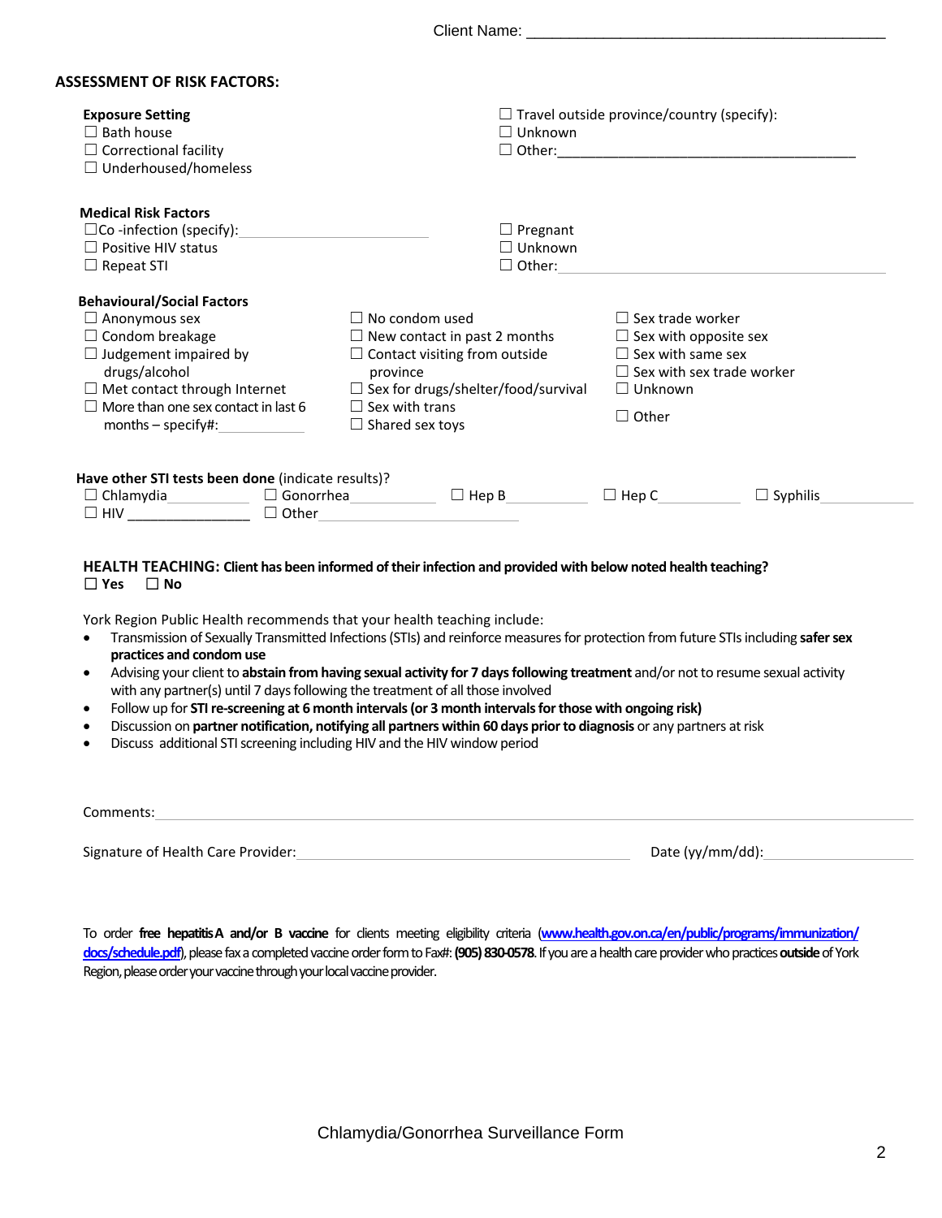Client Name: ___________________________________________

## ASSESSMENT OF RISK FACTORS:

**Exposure Setting**

☐ Bath house
☐ Correctional facility
☐ Underhoused/homeless
☐ Travel outside province/country (specify):
☐ Unknown
☐ Other:_______________________________________

**Medical Risk Factors**

☐ Co -infection (specify):_______________________
☐ Positive HIV status
☐ Repeat STI
☐ Pregnant
☐ Unknown
☐ Other:_______________________________________

**Behavioural/Social Factors**

☐ Anonymous sex
☐ Condom breakage
☐ Judgement impaired by drugs/alcohol
☐ Met contact through Internet
☐ More than one sex contact in last 6 months – specify#:__________
☐ No condom used
☐ New contact in past 2 months
☐ Contact visiting from outside province
☐ Sex for drugs/shelter/food/survival
☐ Sex with trans
☐ Shared sex toys
☐ Sex trade worker
☐ Sex with opposite sex
☐ Sex with same sex
☐ Sex with sex trade worker
☐ Unknown
☐ Other

**Have other STI tests been done** (indicate results)?

☐ Chlamydia__________ ☐ Gonorrhea__________ ☐ Hep B__________ ☐ Hep C__________ ☐ Syphilis__________
☐ HIV ________________ ☐ Other________________________

**HEALTH TEACHING: Client has been informed of their infection and provided with below noted health teaching?**

☐ **Yes** ☐ **No**

York Region Public Health recommends that your health teaching include:

- Transmission of Sexually Transmitted Infections (STIs) and reinforce measures for protection from future STIs including **safer sex practices and condom use**
- Advising your client to **abstain from having sexual activity for 7 days following treatment** and/or not to resume sexual activity with any partner(s) until 7 days following the treatment of all those involved
- Follow up for **STI re-screening at 6 month intervals (or 3 month intervals for those with ongoing risk)**
- Discussion on **partner notification, notifying all partners within 60 days prior to diagnosis** or any partners at risk
- Discuss additional STI screening including HIV and the HIV window period

Comments:_______________________________________________________________

Signature of Health Care Provider:______________________________ Date (yy/mm/dd):______________

To order **free hepatitis A and/or B vaccine** for clients meeting eligibility criteria (**www.health.gov.on.ca/en/public/programs/immunization/docs/schedule.pdf**), please fax a completed vaccine order form to Fax#: **(905) 830-0578**. If you are a health care provider who practices **outside** of York Region, please order your vaccine through your local vaccine provider.

Chlamydia/Gonorrhea Surveillance Form